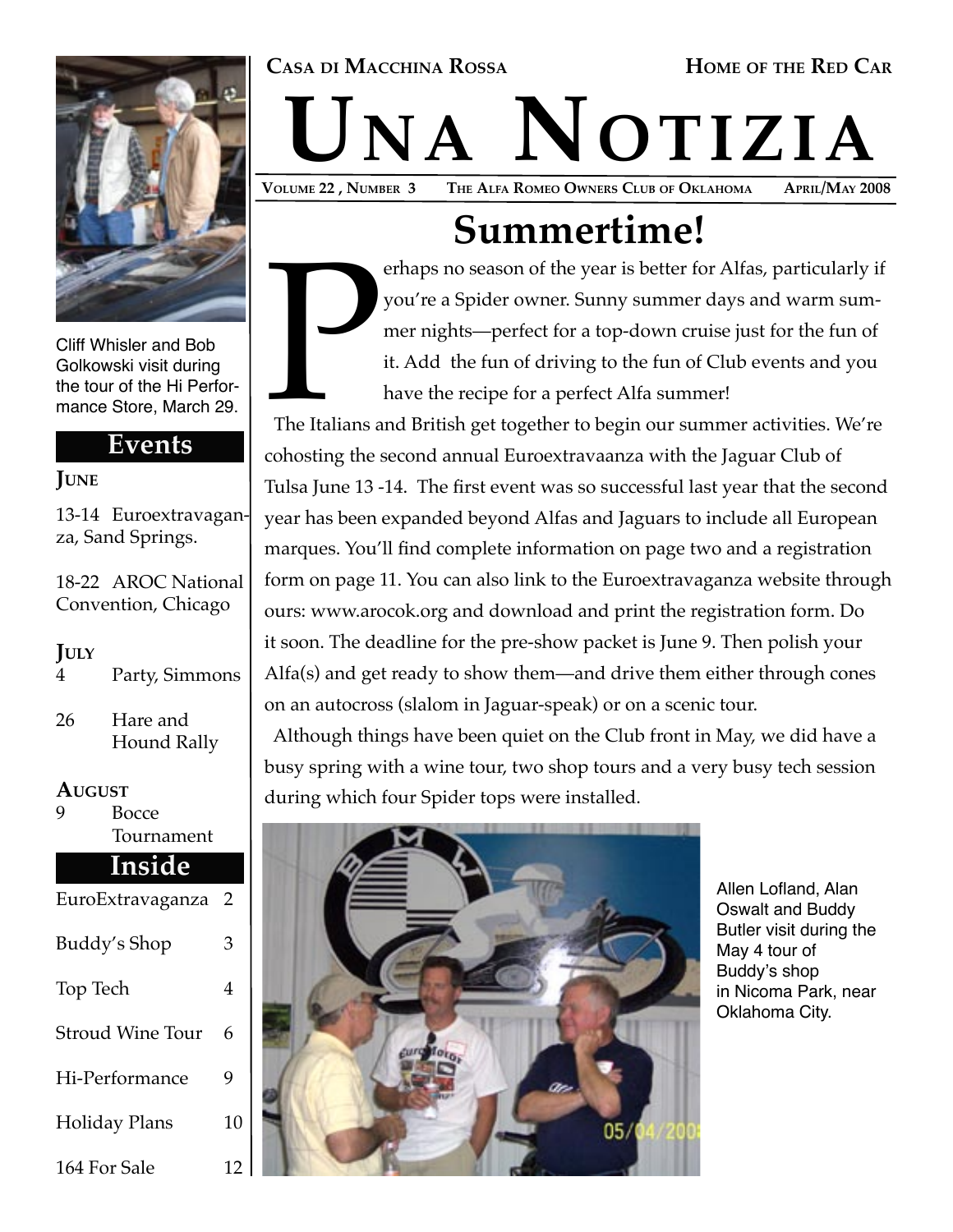CASA DI MACCHINA ROSSA — HOME OF THE RED CAR

# UNA NOTIZIA

VOLUME 22, NUMBER 3 — THE ALFA ROMEO OWNERS CLUB OF OKLAHOMA — APRIL/MAY 2008

## Summertime!

Perhaps no season of the year is better for Alfas, particularly if you're a Spider owner. Sunny summer days and warm summer nights—perfect for a top-down cruise just for the fun of it. Add the fun of driving to the fun of Club events and you have the recipe for a perfect Alfa summer!

The Italians and British get together to begin our summer activities. We're cohosting the second annual Euroextravaanza with the Jaguar Club of Tulsa June 13 -14. The first event was so successful last year that the second year has been expanded beyond Alfas and Jaguars to include all European marques. You'll find complete information on page two and a registration form on page 11. You can also link to the Euroextravaganza website through ours: www.arocok.org and download and print the registration form. Do it soon. The deadline for the pre-show packet is June 9. Then polish your Alfa(s) and get ready to show them—and drive them either through cones on an autocross (slalom in Jaguar-speak) or on a scenic tour.

Although things have been quiet on the Club front in May, we did have a busy spring with a wine tour, two shop tours and a very busy tech session during which four Spider tops were installed.

Allen Lofland, Alan Oswalt and Buddy Butler visit during the May 4 tour of Buddy's shop in Nicoma Park, near Oklahoma City.

Cliff Whisler and Bob Golkowski visit during the tour of the Hi Performance Store, March 29.

### Events

**JUNE**

13-14 Euroextravaganza, Sand Springs.

18-22 AROC National Convention, Chicago

**JULY**

4 Party, Simmons

26 Hare and Hound Rally

**AUGUST**

9 Bocce Tournament

### Inside

| | |
|---|---|
| EuroExtravaganza | 2 |
| Buddy's Shop | 3 |
| Top Tech | 4 |
| Stroud Wine Tour | 6 |
| Hi-Performance | 9 |
| Holiday Plans | 10 |
| 164 For Sale | 12 |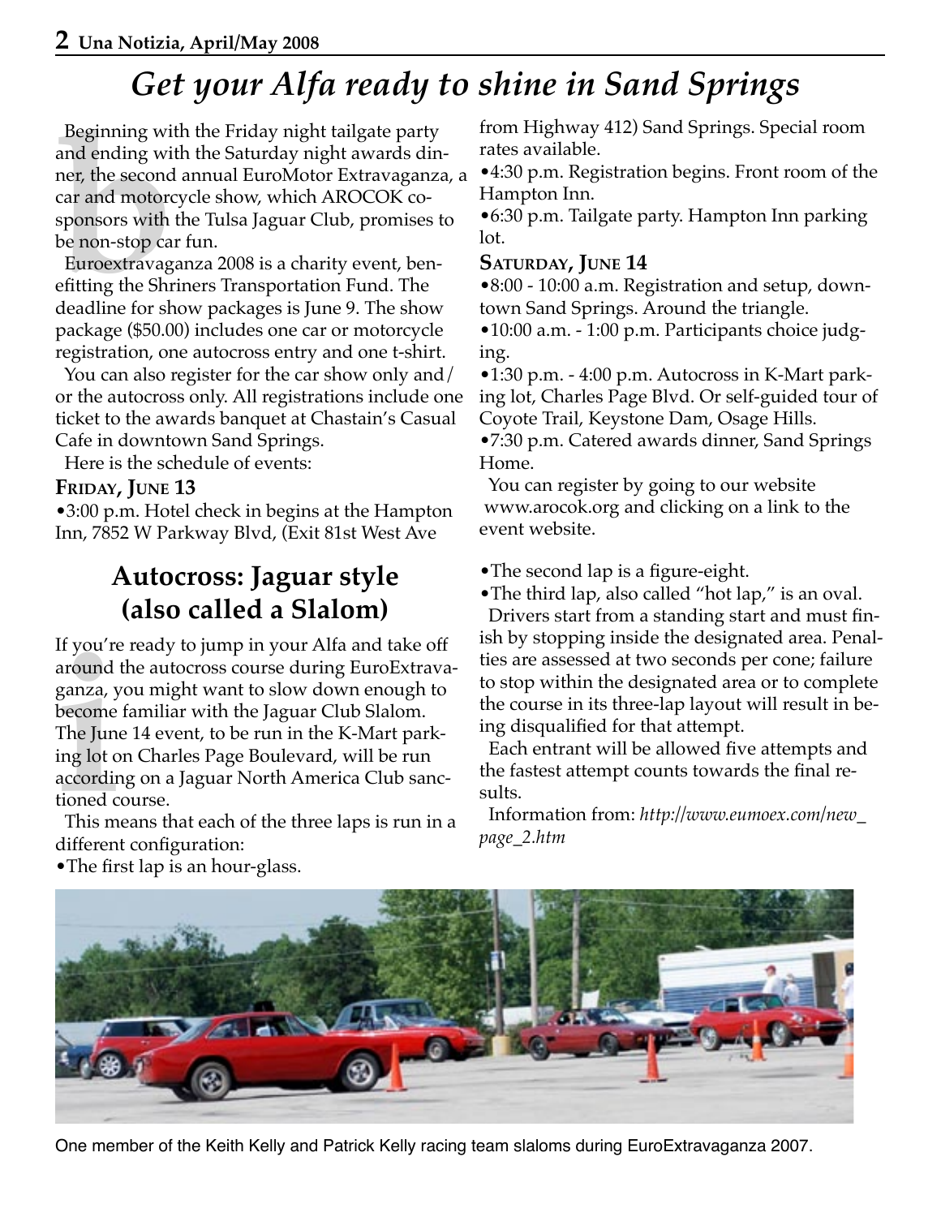# Get your Alfa ready to shine in Sand Springs

Beginning with the Friday night tailgate party and ending with the Saturday night awards dinner, the second annual EuroMotor Extravaganza, a car and motorcycle show, which AROCOK co-sponsors with the Tulsa Jaguar Club, promises to be non-stop car fun.

Euroextravaganza 2008 is a charity event, benefitting the Shriners Transportation Fund. The deadline for show packages is June 9. The show package ($50.00) includes one car or motorcycle registration, one autocross entry and one t-shirt.

You can also register for the car show only and/or the autocross only. All registrations include one ticket to the awards banquet at Chastain's Casual Cafe in downtown Sand Springs.

Here is the schedule of events:

### Friday, June 13

- 3:00 p.m. Hotel check in begins at the Hampton Inn, 7852 W Parkway Blvd, (Exit 81st West Ave from Highway 412) Sand Springs. Special room rates available.
- 4:30 p.m. Registration begins. Front room of the Hampton Inn.
- 6:30 p.m. Tailgate party. Hampton Inn parking lot.

### Saturday, June 14

- 8:00 - 10:00 a.m. Registration and setup, downtown Sand Springs. Around the triangle.
- 10:00 a.m. - 1:00 p.m. Participants choice judging.
- 1:30 p.m. - 4:00 p.m. Autocross in K-Mart parking lot, Charles Page Blvd. Or self-guided tour of Coyote Trail, Keystone Dam, Osage Hills.
- 7:30 p.m. Catered awards dinner, Sand Springs Home.

You can register by going to our website www.arocok.org and clicking on a link to the event website.

## Autocross: Jaguar style (also called a Slalom)

If you're ready to jump in your Alfa and take off around the autocross course during EuroExtravaganza, you might want to slow down enough to become familiar with the Jaguar Club Slalom. The June 14 event, to be run in the K-Mart parking lot on Charles Page Boulevard, will be run according on a Jaguar North America Club sanctioned course.

This means that each of the three laps is run in a different configuration:

- The first lap is an hour-glass.
- The second lap is a figure-eight.
- The third lap, also called "hot lap," is an oval.

Drivers start from a standing start and must finish by stopping inside the designated area. Penalties are assessed at two seconds per cone; failure to stop within the designated area or to complete the course in its three-lap layout will result in being disqualified for that attempt.

Each entrant will be allowed five attempts and the fastest attempt counts towards the final results.

Information from: *http://www.eumoex.com/new_page_2.htm*

One member of the Keith Kelly and Patrick Kelly racing team slaloms during EuroExtravaganza 2007.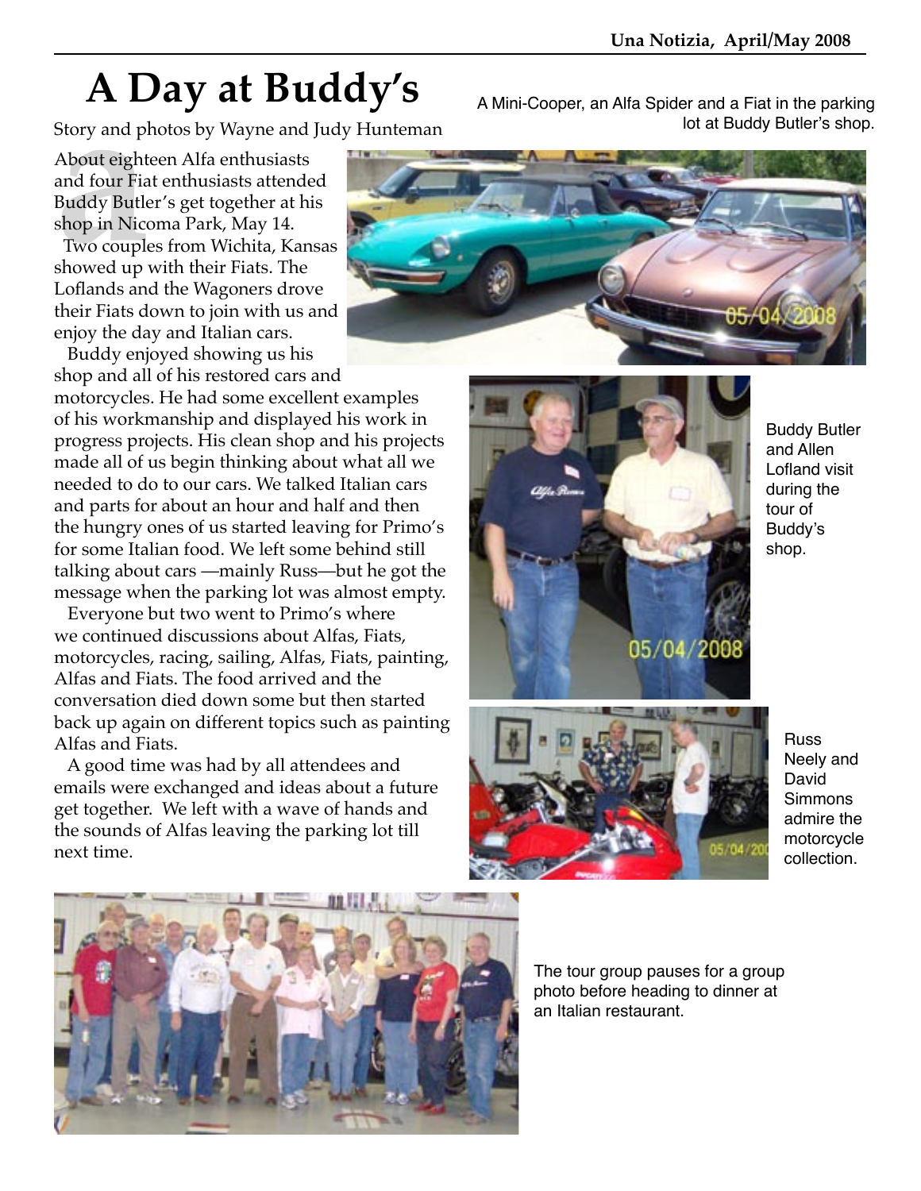# A Day at Buddy's

Story and photos by Wayne and Judy Hunteman

About eighteen Alfa enthusiasts and four Fiat enthusiasts attended Buddy Butler's get together at his shop in Nicoma Park, May 14.

Two couples from Wichita, Kansas showed up with their Fiats. The Loflands and the Wagoners drove their Fiats down to join with us and enjoy the day and Italian cars.

Buddy enjoyed showing us his shop and all of his restored cars and motorcycles. He had some excellent examples of his workmanship and displayed his work in progress projects. His clean shop and his projects made all of us begin thinking about what all we needed to do to our cars. We talked Italian cars and parts for about an hour and half and then the hungry ones of us started leaving for Primo's for some Italian food. We left some behind still talking about cars —mainly Russ—but he got the message when the parking lot was almost empty.

Everyone but two went to Primo's where we continued discussions about Alfas, Fiats, motorcycles, racing, sailing, Alfas, Fiats, painting, Alfas and Fiats. The food arrived and the conversation died down some but then started back up again on different topics such as painting Alfas and Fiats.

A good time was had by all attendees and emails were exchanged and ideas about a future get together. We left with a wave of hands and the sounds of Alfas leaving the parking lot till next time.

A Mini-Cooper, an Alfa Spider and a Fiat in the parking lot at Buddy Butler's shop.

Buddy Butler and Allen Lofland visit during the tour of Buddy's shop.

Russ Neely and David Simmons admire the motorcycle collection.

The tour group pauses for a group photo before heading to dinner at an Italian restaurant.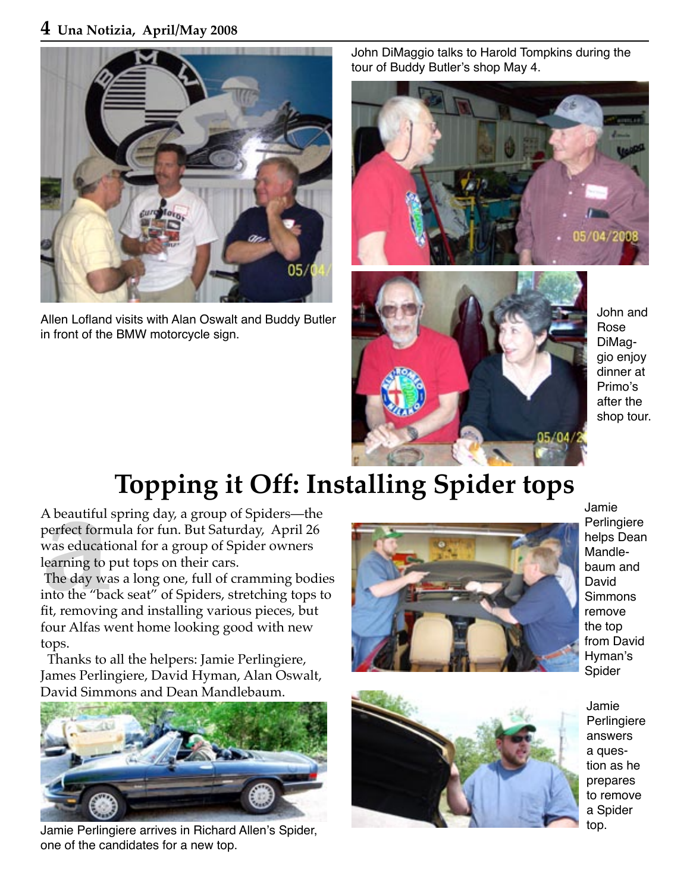Allen Lofland visits with Alan Oswalt and Buddy Butler in front of the BMW motorcycle sign.

John DiMaggio talks to Harold Tompkins during the tour of Buddy Butler's shop May 4.

John and Rose DiMaggio enjoy dinner at Primo's after the shop tour.

# Topping it Off: Installing Spider tops

A beautiful spring day, a group of Spiders—the perfect formula for fun. But Saturday, April 26 was educational for a group of Spider owners learning to put tops on their cars.

The day was a long one, full of cramming bodies into the "back seat" of Spiders, stretching tops to fit, removing and installing various pieces, but four Alfas went home looking good with new tops.

Thanks to all the helpers: Jamie Perlingiere, James Perlingiere, David Hyman, Alan Oswalt, David Simmons and Dean Mandlebaum.

Jamie Perlingiere arrives in Richard Allen's Spider, one of the candidates for a new top.

Jamie Perlingiere helps Dean Mandlebaum and David Simmons remove the top from David Hyman's Spider

Jamie Perlingiere answers a question as he prepares to remove a Spider top.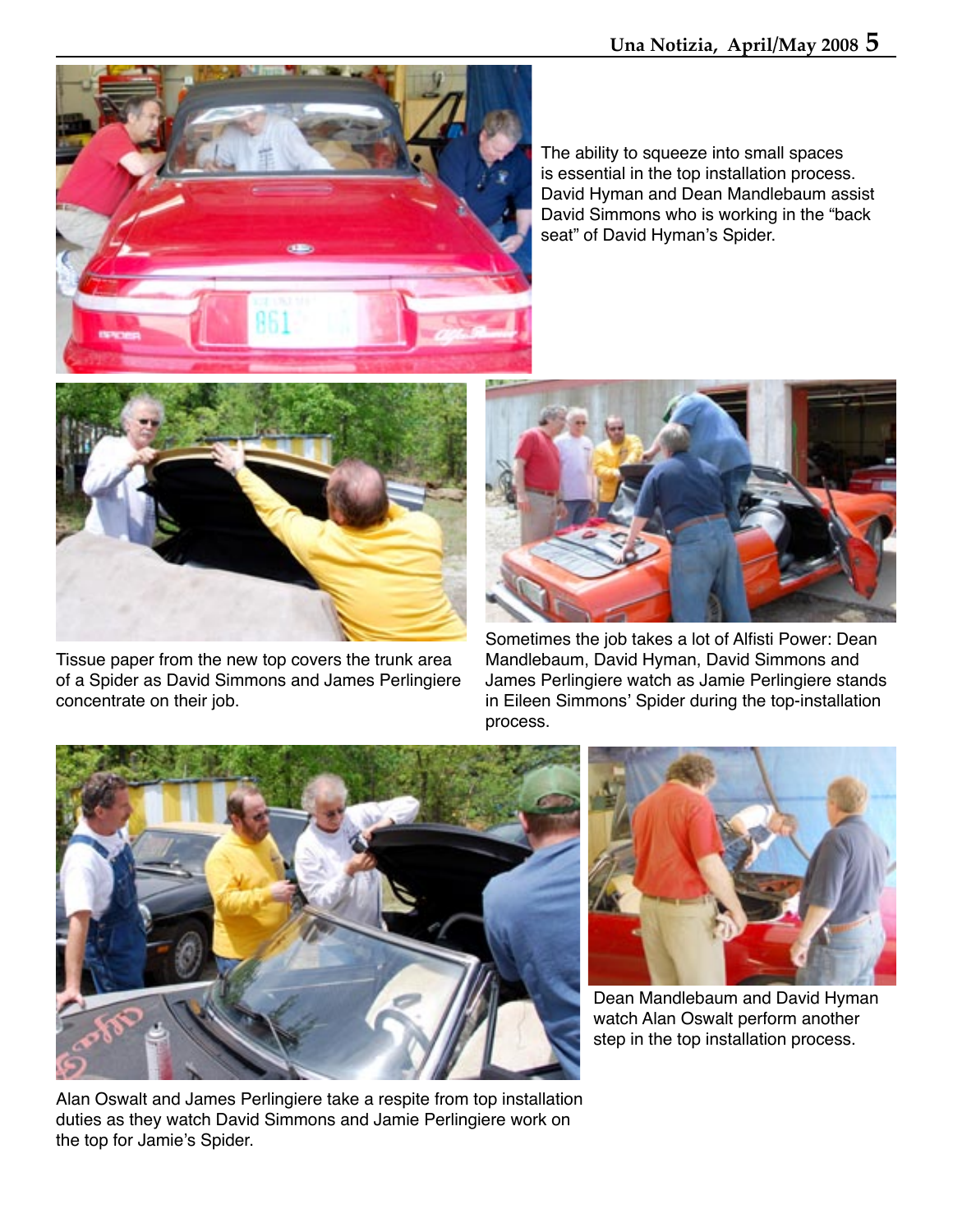The ability to squeeze into small spaces is essential in the top installation process. David Hyman and Dean Mandlebaum assist David Simmons who is working in the "back seat" of David Hyman's Spider.

Tissue paper from the new top covers the trunk area of a Spider as David Simmons and James Perlingiere concentrate on their job.

Sometimes the job takes a lot of Alfisti Power: Dean Mandlebaum, David Hyman, David Simmons and James Perlingiere watch as Jamie Perlingiere stands in Eileen Simmons' Spider during the top-installation process.

Alan Oswalt and James Perlingiere take a respite from top installation duties as they watch David Simmons and Jamie Perlingiere work on the top for Jamie's Spider.

Dean Mandlebaum and David Hyman watch Alan Oswalt perform another step in the top installation process.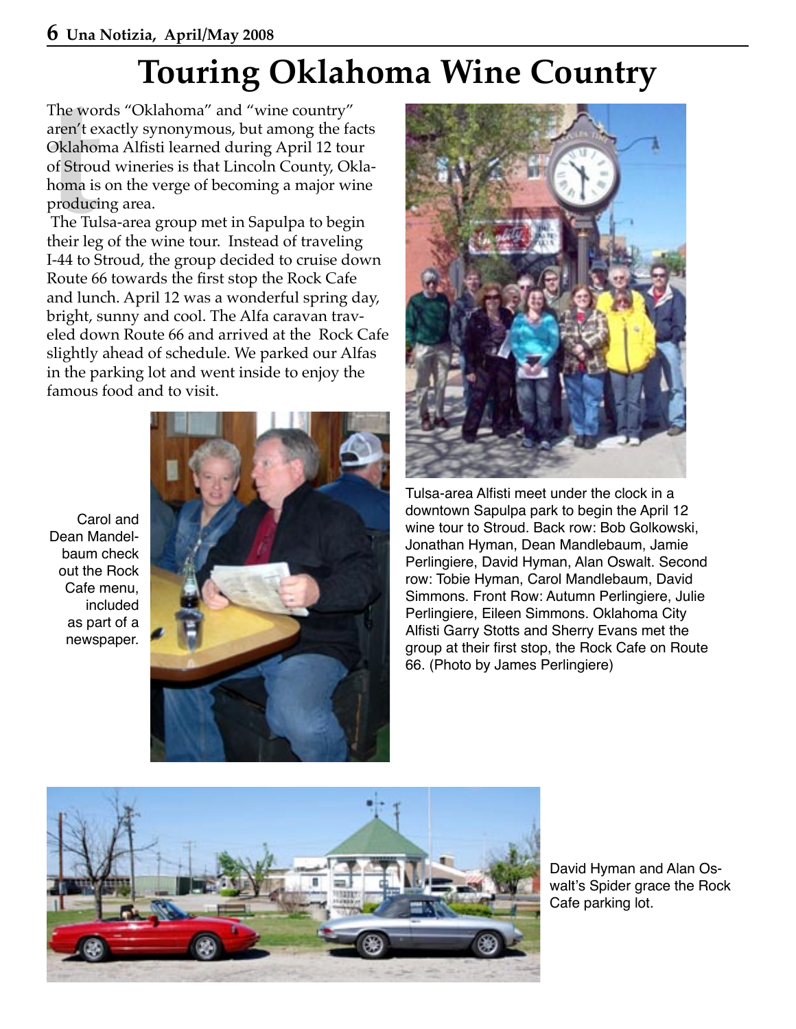# Touring Oklahoma Wine Country

The words "Oklahoma" and "wine country" aren't exactly synonymous, but among the facts Oklahoma Alfisti learned during April 12 tour of Stroud wineries is that Lincoln County, Oklahoma is on the verge of becoming a major wine producing area.

The Tulsa-area group met in Sapulpa to begin their leg of the wine tour. Instead of traveling I-44 to Stroud, the group decided to cruise down Route 66 towards the first stop the Rock Cafe and lunch. April 12 was a wonderful spring day, bright, sunny and cool. The Alfa caravan traveled down Route 66 and arrived at the Rock Cafe slightly ahead of schedule. We parked our Alfas in the parking lot and went inside to enjoy the famous food and to visit.

Carol and Dean Mandelbaum check out the Rock Cafe menu, included as part of a newspaper.

Tulsa-area Alfisti meet under the clock in a downtown Sapulpa park to begin the April 12 wine tour to Stroud. Back row: Bob Golkowski, Jonathan Hyman, Dean Mandlebaum, Jamie Perlingiere, David Hyman, Alan Oswalt. Second row: Tobie Hyman, Carol Mandlebaum, David Simmons. Front Row: Autumn Perlingiere, Julie Perlingiere, Eileen Simmons. Oklahoma City Alfisti Garry Stotts and Sherry Evans met the group at their first stop, the Rock Cafe on Route 66. (Photo by James Perlingiere)

David Hyman and Alan Oswalt's Spider grace the Rock Cafe parking lot.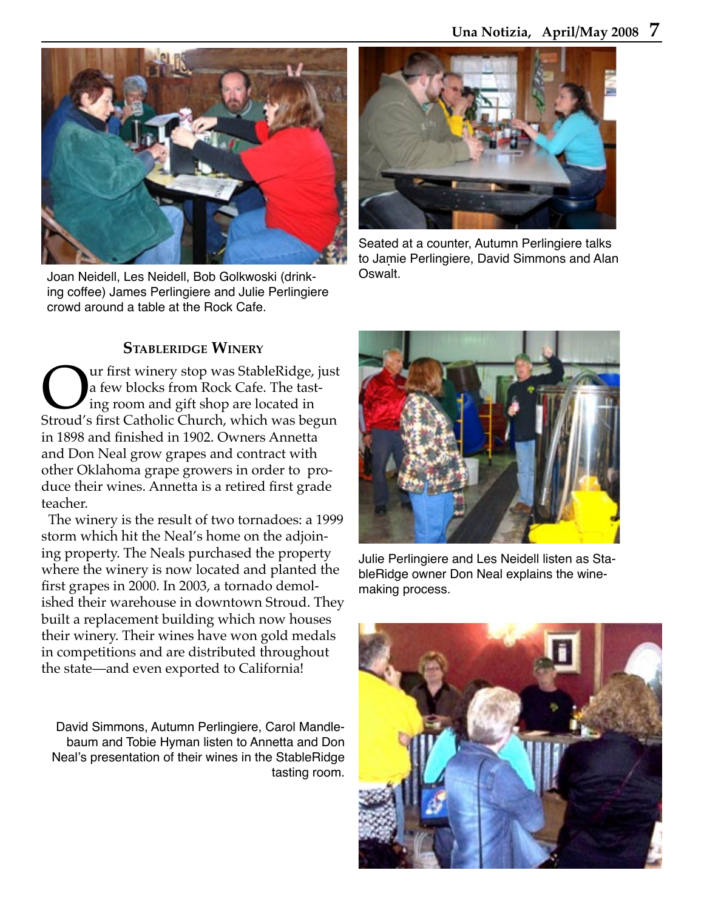Joan Neidell, Les Neidell, Bob Golkwoski (drinking coffee) James Perlingiere and Julie Perlingiere crowd around a table at the Rock Cafe.

Seated at a counter, Autumn Perlingiere talks to Jamie Perlingiere, David Simmons and Alan Oswalt.

## StableRidge Winery

Our first winery stop was StableRidge, just a few blocks from Rock Cafe. The tasting room and gift shop are located in Stroud's first Catholic Church, which was begun in 1898 and finished in 1902. Owners Annetta and Don Neal grow grapes and contract with other Oklahoma grape growers in order to produce their wines. Annetta is a retired first grade teacher.

The winery is the result of two tornadoes: a 1999 storm which hit the Neal's home on the adjoining property. The Neals purchased the property where the winery is now located and planted the first grapes in 2000. In 2003, a tornado demolished their warehouse in downtown Stroud. They built a replacement building which now houses their winery. Their wines have won gold medals in competitions and are distributed throughout the state—and even exported to California!

Julie Perlingiere and Les Neidell listen as StableRidge owner Don Neal explains the winemaking process.

David Simmons, Autumn Perlingiere, Carol Mandlebaum and Tobie Hyman listen to Annetta and Don Neal's presentation of their wines in the StableRidge tasting room.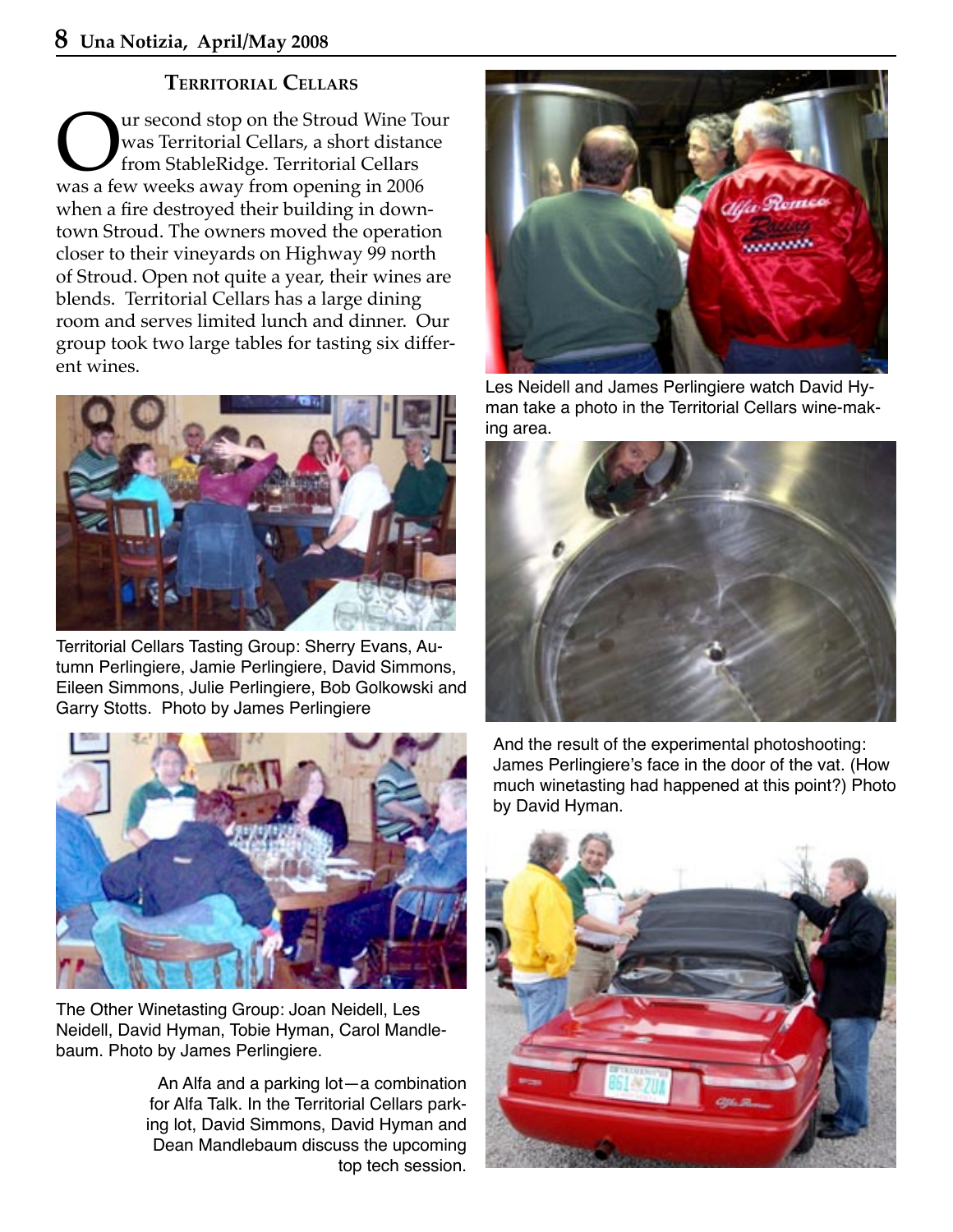## Territorial Cellars

Our second stop on the Stroud Wine Tour was Territorial Cellars, a short distance from StableRidge. Territorial Cellars was a few weeks away from opening in 2006 when a fire destroyed their building in downtown Stroud. The owners moved the operation closer to their vineyards on Highway 99 north of Stroud. Open not quite a year, their wines are blends. Territorial Cellars has a large dining room and serves limited lunch and dinner. Our group took two large tables for tasting six different wines.

Territorial Cellars Tasting Group: Sherry Evans, Autumn Perlingiere, Jamie Perlingiere, David Simmons, Eileen Simmons, Julie Perlingiere, Bob Golkowski and Garry Stotts. Photo by James Perlingiere

The Other Winetasting Group: Joan Neidell, Les Neidell, David Hyman, Tobie Hyman, Carol Mandlebaum. Photo by James Perlingiere.

An Alfa and a parking lot—a combination for Alfa Talk. In the Territorial Cellars parking lot, David Simmons, David Hyman and Dean Mandlebaum discuss the upcoming top tech session.

Les Neidell and James Perlingiere watch David Hyman take a photo in the Territorial Cellars wine-making area.

And the result of the experimental photoshooting: James Perlingiere's face in the door of the vat. (How much winetasting had happened at this point?) Photo by David Hyman.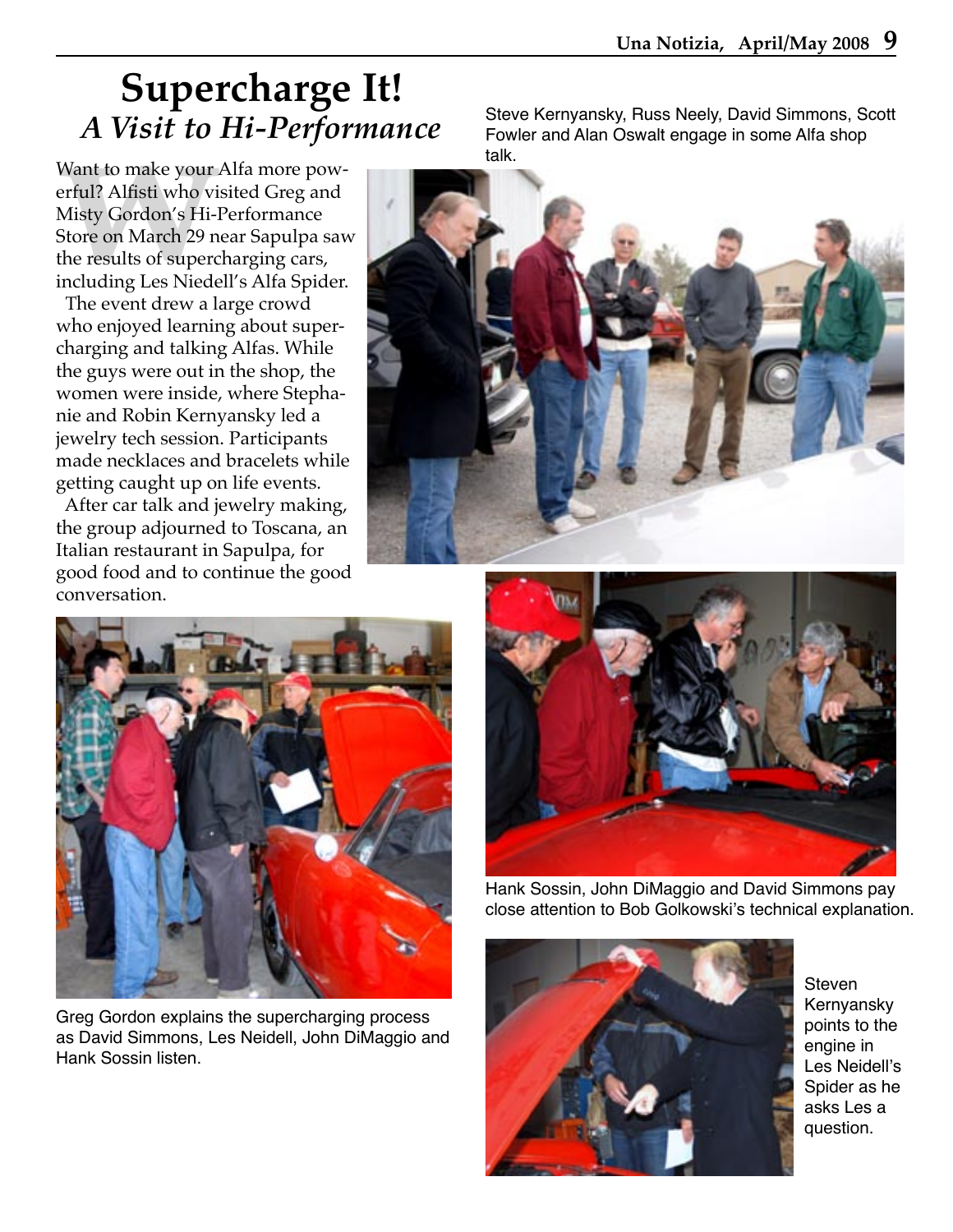# Supercharge It!
## *A Visit to Hi-Performance*

Want to make your Alfa more powerful? Alfisti who visited Greg and Misty Gordon's Hi-Performance Store on March 29 near Sapulpa saw the results of supercharging cars, including Les Niedell's Alfa Spider.

The event drew a large crowd who enjoyed learning about supercharging and talking Alfas. While the guys were out in the shop, the women were inside, where Stephanie and Robin Kernyansky led a jewelry tech session. Participants made necklaces and bracelets while getting caught up on life events.

After car talk and jewelry making, the group adjourned to Toscana, an Italian restaurant in Sapulpa, for good food and to continue the good conversation.

Steve Kernyansky, Russ Neely, David Simmons, Scott Fowler and Alan Oswalt engage in some Alfa shop talk.

Greg Gordon explains the supercharging process as David Simmons, Les Neidell, John DiMaggio and Hank Sossin listen.

Hank Sossin, John DiMaggio and David Simmons pay close attention to Bob Golkowski's technical explanation.

Steven Kernyansky points to the engine in Les Neidell's Spider as he asks Les a question.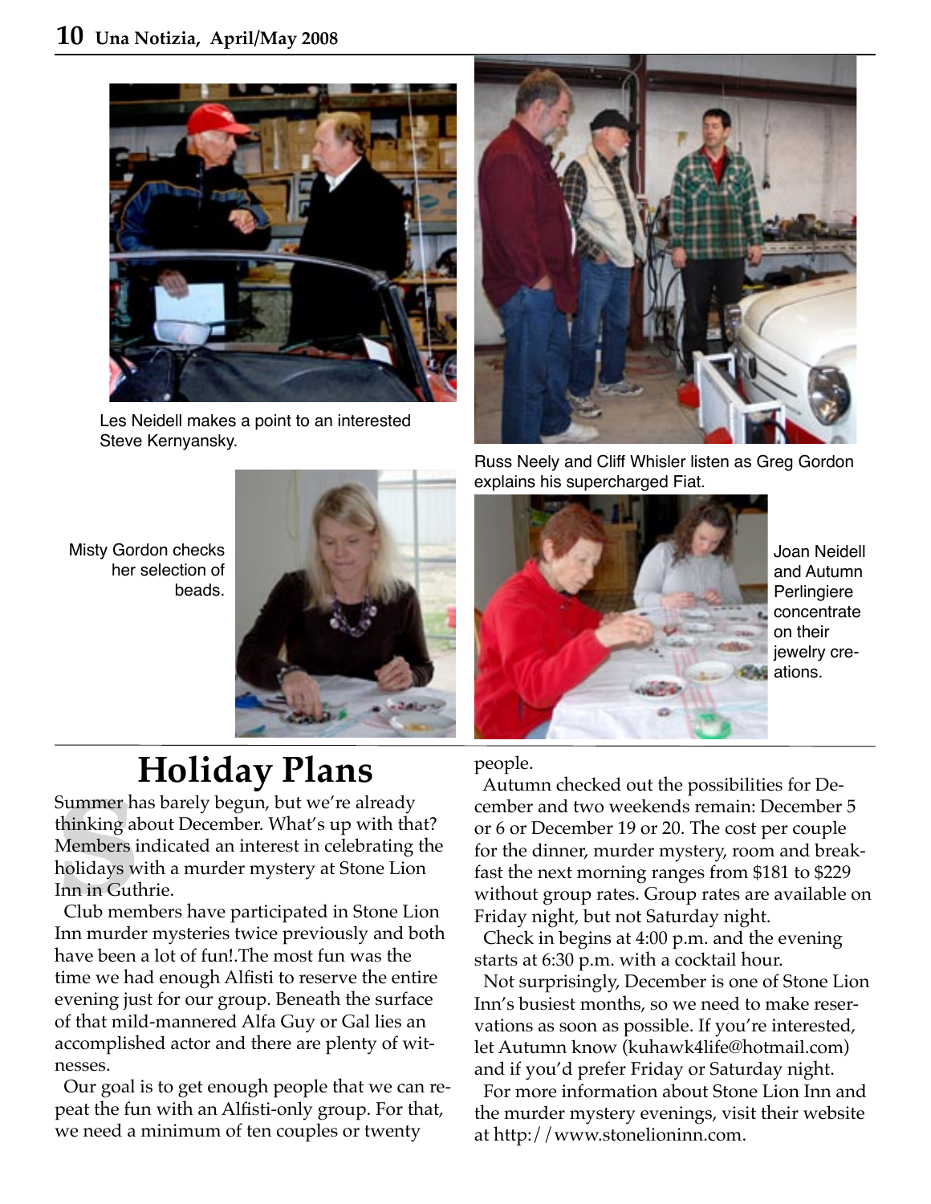Les Neidell makes a point to an interested Steve Kernyansky.

Russ Neely and Cliff Whisler listen as Greg Gordon explains his supercharged Fiat.

Misty Gordon checks her selection of beads.

Joan Neidell and Autumn Perlingiere concentrate on their jewelry creations.

# Holiday Plans

Summer has barely begun, but we're already thinking about December. What's up with that? Members indicated an interest in celebrating the holidays with a murder mystery at Stone Lion Inn in Guthrie.

Club members have participated in Stone Lion Inn murder mysteries twice previously and both have been a lot of fun!.The most fun was the time we had enough Alfisti to reserve the entire evening just for our group. Beneath the surface of that mild-mannered Alfa Guy or Gal lies an accomplished actor and there are plenty of witnesses.

Our goal is to get enough people that we can repeat the fun with an Alfisti-only group. For that, we need a minimum of ten couples or twenty people.

Autumn checked out the possibilities for December and two weekends remain: December 5 or 6 or December 19 or 20. The cost per couple for the dinner, murder mystery, room and breakfast the next morning ranges from $181 to $229 without group rates. Group rates are available on Friday night, but not Saturday night.

Check in begins at 4:00 p.m. and the evening starts at 6:30 p.m. with a cocktail hour.

Not surprisingly, December is one of Stone Lion Inn's busiest months, so we need to make reservations as soon as possible. If you're interested, let Autumn know (kuhawk4life@hotmail.com) and if you'd prefer Friday or Saturday night.

For more information about Stone Lion Inn and the murder mystery evenings, visit their website at http://www.stonelioninn.com.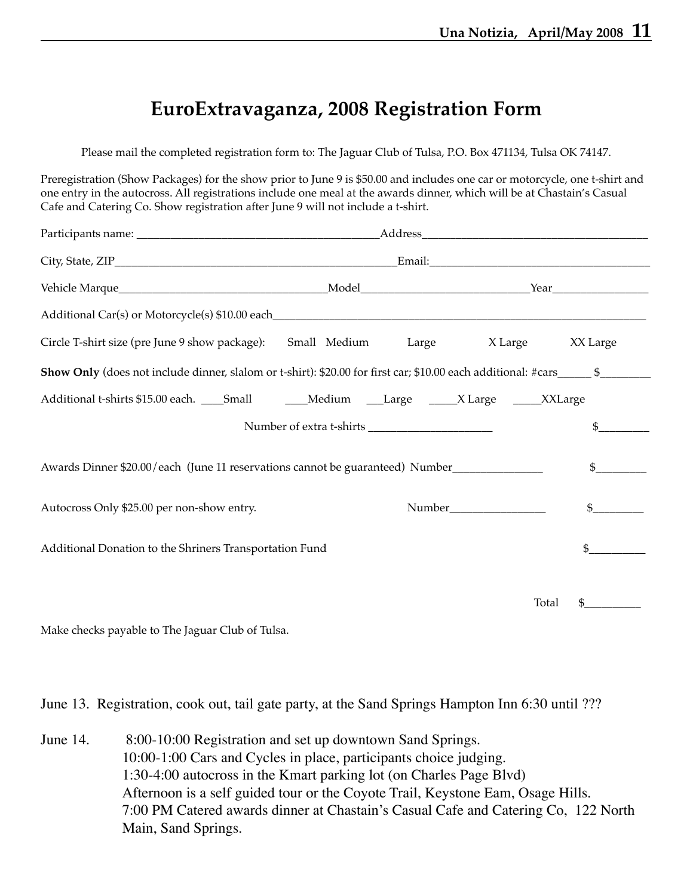# EuroExtravaganza, 2008 Registration Form

Please mail the completed registration form to: The Jaguar Club of Tulsa, P.O. Box 471134, Tulsa OK 74147.

Preregistration (Show Packages) for the show prior to June 9 is $50.00 and includes one car or motorcycle, one t-shirt and one entry in the autocross. All registrations include one meal at the awards dinner, which will be at Chastain's Casual Cafe and Catering Co. Show registration after June 9 will not include a t-shirt.

Participants name: ________________________________________Address______________________________________

City, State, ZIP_______________________________________________Email:_____________________________________

Vehicle Marque__________________________________Model___________________________Year________________

Additional Car(s) or Motorcycle(s) $10.00 each_________________________________________________________________

Circle T-shirt size (pre June 9 show package):   Small   Medium   Large   X Large   XX Large

**Show Only** (does not include dinner, slalom or t-shirt): $20.00 for first car; $10.00 each additional: #cars______ $_________

Additional t-shirts $15.00 each. ____Small   ____Medium   ___Large   _____X Large   _____XXLarge

Number of extra t-shirts _____________________   $_________

Awards Dinner $20.00/each (June 11 reservations cannot be guaranteed) Number_______________   $_________

Autocross Only $25.00 per non-show entry.   Number________________   $_________

Additional Donation to the Shriners Transportation Fund   $__________

Total $__________

Make checks payable to The Jaguar Club of Tulsa.

June 13. Registration, cook out, tail gate party, at the Sand Springs Hampton Inn 6:30 until ???

June 14.
8:00-10:00 Registration and set up downtown Sand Springs.
10:00-1:00 Cars and Cycles in place, participants choice judging.
1:30-4:00 autocross in the Kmart parking lot (on Charles Page Blvd)
Afternoon is a self guided tour or the Coyote Trail, Keystone Eam, Osage Hills.
7:00 PM Catered awards dinner at Chastain's Casual Cafe and Catering Co, 122 North Main, Sand Springs.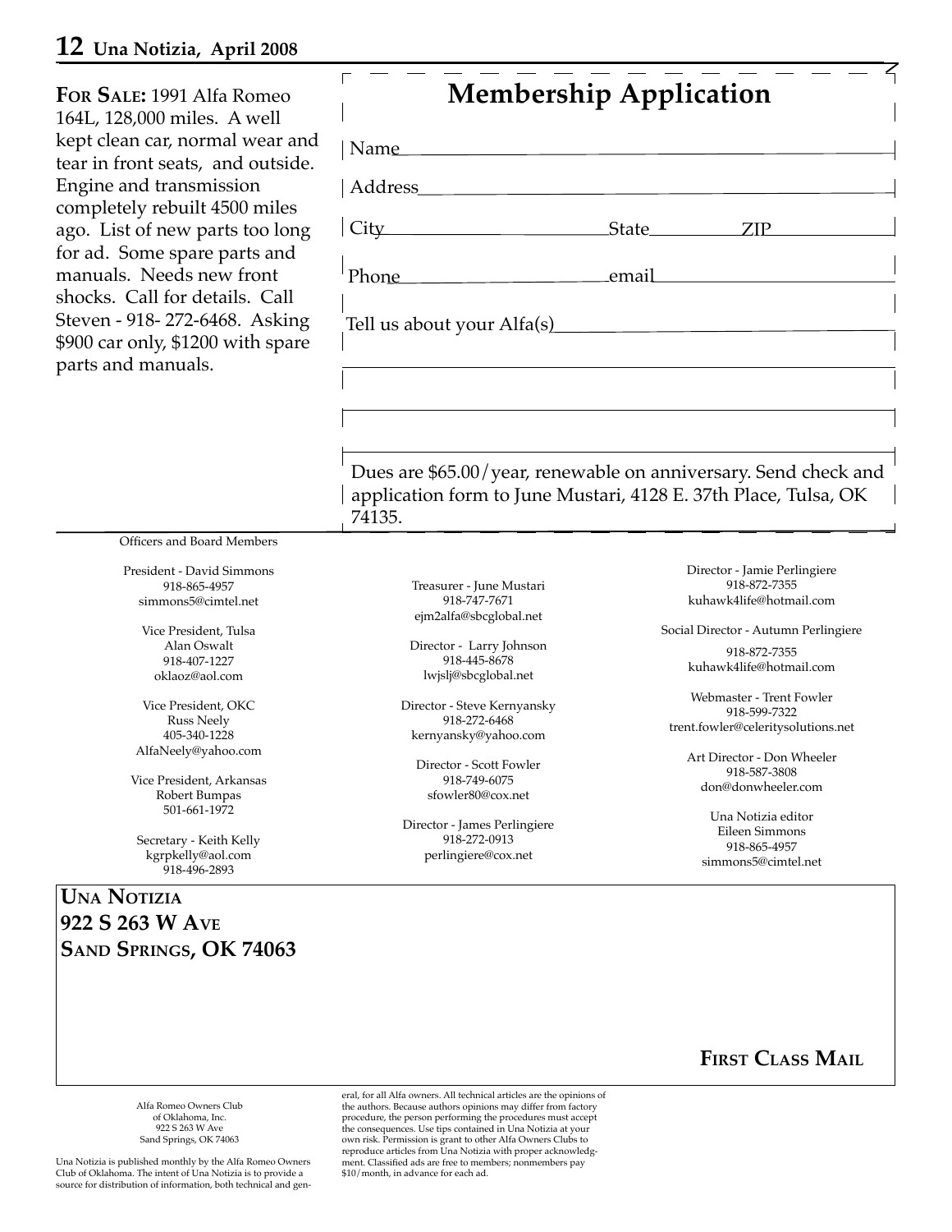**FOR SALE:** 1991 Alfa Romeo 164L, 128,000 miles. A well kept clean car, normal wear and tear in front seats, and outside. Engine and transmission completely rebuilt 4500 miles ago. List of new parts too long for ad. Some spare parts and manuals. Needs new front shocks. Call for details. Call Steven - 918- 272-6468. Asking $900 car only, $1200 with spare parts and manuals.

## Membership Application

Name\_\_\_\_\_\_\_\_\_\_\_\_\_\_\_\_\_\_\_\_\_\_\_\_\_\_\_\_\_\_\_\_\_\_\_\_\_\_\_\_

Address\_\_\_\_\_\_\_\_\_\_\_\_\_\_\_\_\_\_\_\_\_\_\_\_\_\_\_\_\_\_\_\_\_\_\_\_\_\_

City\_\_\_\_\_\_\_\_\_\_\_\_\_\_\_\_\_\_\_\_State\_\_\_\_\_\_\_\_ZIP\_\_\_\_\_\_\_\_

Phone\_\_\_\_\_\_\_\_\_\_\_\_\_\_\_\_\_\_\_email\_\_\_\_\_\_\_\_\_\_\_\_\_\_\_\_\_\_\_\_

Tell us about your Alfa(s)\_\_\_\_\_\_\_\_\_\_\_\_\_\_\_\_\_\_\_\_\_\_\_\_\_\_\_\_

Dues are $65.00/year, renewable on anniversary. Send check and application form to June Mustari, 4128 E. 37th Place, Tulsa, OK 74135.

### Officers and Board Members

President - David Simmons
918-865-4957
simmons5@cimtel.net

Vice President, Tulsa
Alan Oswalt
918-407-1227
oklaoz@aol.com

Vice President, OKC
Russ Neely
405-340-1228
AlfaNeely@yahoo.com

Vice President, Arkansas
Robert Bumpas
501-661-1972

Secretary - Keith Kelly
kgrpkelly@aol.com
918-496-2893

Treasurer - June Mustari
918-747-7671
ejm2alfa@sbcglobal.net

Director - Larry Johnson
918-445-8678
lwjslj@sbcglobal.net

Director - Steve Kernyansky
918-272-6468
kernyansky@yahoo.com

Director - Scott Fowler
918-749-6075
sfowler80@cox.net

Director - James Perlingiere
918-272-0913
perlingiere@cox.net

Director - Jamie Perlingiere
918-872-7355
kuhawk4life@hotmail.com

Social Director - Autumn Perlingiere
918-872-7355
kuhawk4life@hotmail.com

Webmaster - Trent Fowler
918-599-7322
trent.fowler@celeritysolutions.net

Art Director - Don Wheeler
918-587-3808
don@donwheeler.com

Una Notizia editor
Eileen Simmons
918-865-4957
simmons5@cimtel.net

**UNA NOTIZIA**
**922 S 263 W AVE**
**SAND SPRINGS, OK 74063**

**FIRST CLASS MAIL**

Alfa Romeo Owners Club
of Oklahoma, Inc.
922 S 263 W Ave
Sand Springs, OK 74063

Una Notizia is published monthly by the Alfa Romeo Owners Club of Oklahoma. The intent of Una Notizia is to provide a source for distribution of information, both technical and general, for all Alfa owners. All technical articles are the opinions of the authors. Because authors opinions may differ from factory procedure, the person performing the procedures must accept the consequences. Use tips contained in Una Notizia at your own risk. Permission is grant to other Alfa Owners Clubs to reproduce articles from Una Notizia with proper acknowledgment. Classified ads are free to members; nonmembers pay $10/month, in advance for each ad.